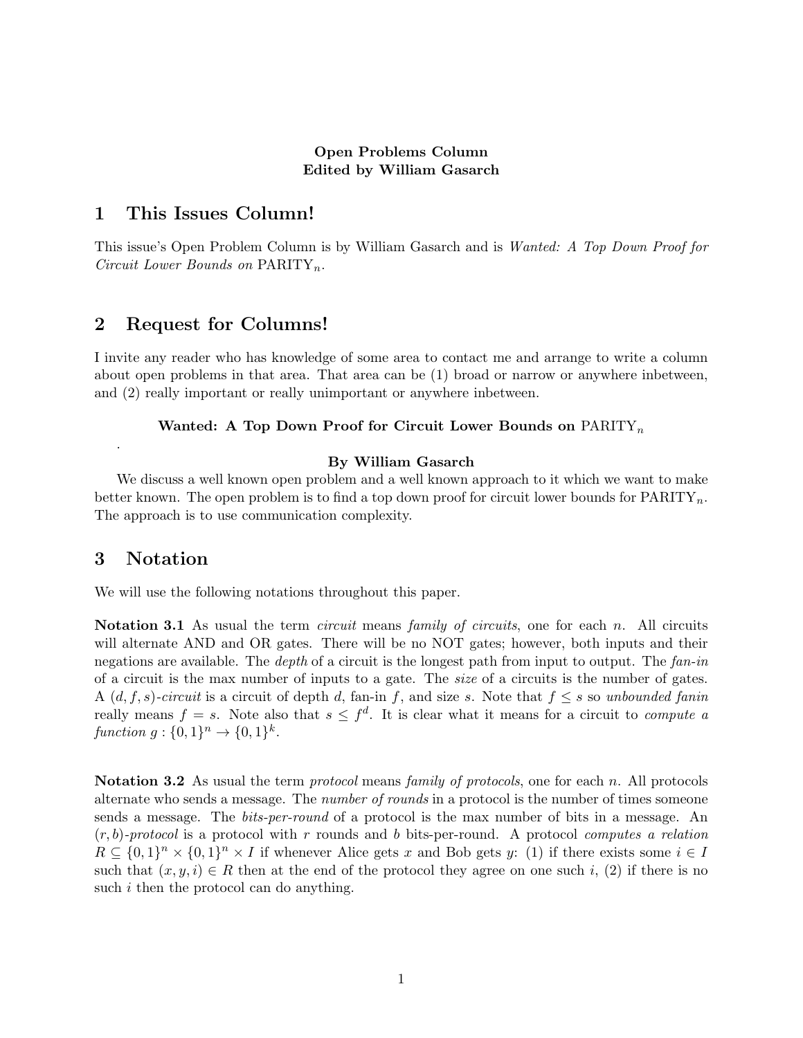**Open Problems Column**
**Edited by William Gasarch**

# 1 This Issues Column!

This issue's Open Problem Column is by William Gasarch and is *Wanted: A Top Down Proof for Circuit Lower Bounds on* $\mathrm{PARITY}_n$.

# 2 Request for Columns!

I invite any reader who has knowledge of some area to contact me and arrange to write a column about open problems in that area. That area can be (1) broad or narrow or anywhere inbetween, and (2) really important or really unimportant or anywhere inbetween.

**Wanted: A Top Down Proof for Circuit Lower Bounds on** $\mathrm{PARITY}_n$

.

**By William Gasarch**

We discuss a well known open problem and a well known approach to it which we want to make better known. The open problem is to find a top down proof for circuit lower bounds for $\mathrm{PARITY}_n$. The approach is to use communication complexity.

# 3 Notation

We will use the following notations throughout this paper.

**Notation 3.1** As usual the term *circuit* means *family of circuits*, one for each $n$. All circuits will alternate AND and OR gates. There will be no NOT gates; however, both inputs and their negations are available. The *depth* of a circuit is the longest path from input to output. The *fan-in* of a circuit is the max number of inputs to a gate. The *size* of a circuits is the number of gates. A $(d, f, s)$-*circuit* is a circuit of depth $d$, fan-in $f$, and size $s$. Note that $f \le s$ so *unbounded fanin* really means $f = s$. Note also that $s \le f^d$. It is clear what it means for a circuit to *compute a function* $g : \{0, 1\}^n \to \{0, 1\}^k$.

**Notation 3.2** As usual the term *protocol* means *family of protocols*, one for each $n$. All protocols alternate who sends a message. The *number of rounds* in a protocol is the number of times someone sends a message. The *bits-per-round* of a protocol is the max number of bits in a message. An $(r, b)$-*protocol* is a protocol with $r$ rounds and $b$ bits-per-round. A protocol *computes a relation* $R \subseteq \{0, 1\}^n \times \{0, 1\}^n \times I$ if whenever Alice gets $x$ and Bob gets $y$: (1) if there exists some $i \in I$ such that $(x, y, i) \in R$ then at the end of the protocol they agree on one such $i$, (2) if there is no such $i$ then the protocol can do anything.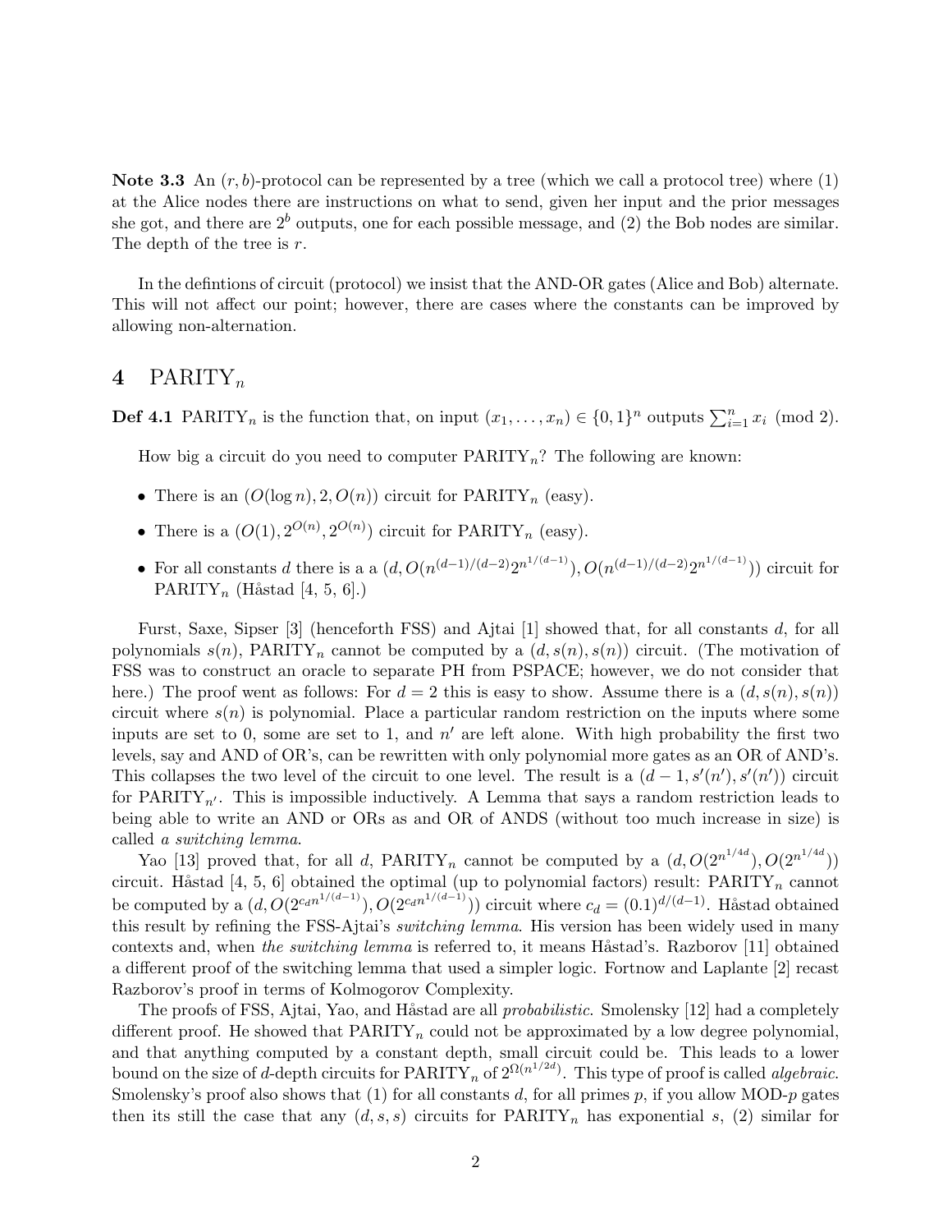**Note 3.3** An $(r, b)$-protocol can be represented by a tree (which we call a protocol tree) where (1) at the Alice nodes there are instructions on what to send, given her input and the prior messages she got, and there are $2^b$ outputs, one for each possible message, and (2) the Bob nodes are similar. The depth of the tree is $r$.

In the defintions of circuit (protocol) we insist that the AND-OR gates (Alice and Bob) alternate. This will not affect our point; however, there are cases where the constants can be improved by allowing non-alternation.

## 4 PARITY$_n$

**Def 4.1** PARITY$_n$ is the function that, on input $(x_1, \ldots, x_n) \in \{0,1\}^n$ outputs $\sum_{i=1}^{n} x_i \pmod 2$.

How big a circuit do you need to computer PARITY$_n$? The following are known:

- There is an $(O(\log n), 2, O(n))$ circuit for PARITY$_n$ (easy).
- There is a $(O(1), 2^{O(n)}, 2^{O(n)})$ circuit for PARITY$_n$ (easy).
- For all constants $d$ there is a a $(d, O(n^{(d-1)/(d-2)} 2^{n^{1/(d-1)}}), O(n^{(d-1)/(d-2)} 2^{n^{1/(d-1)}}))$ circuit for PARITY$_n$ (Håstad [4, 5, 6].)

Furst, Saxe, Sipser [3] (henceforth FSS) and Ajtai [1] showed that, for all constants $d$, for all polynomials $s(n)$, PARITY$_n$ cannot be computed by a $(d, s(n), s(n))$ circuit. (The motivation of FSS was to construct an oracle to separate PH from PSPACE; however, we do not consider that here.) The proof went as follows: For $d = 2$ this is easy to show. Assume there is a $(d, s(n), s(n))$ circuit where $s(n)$ is polynomial. Place a particular random restriction on the inputs where some inputs are set to 0, some are set to 1, and $n'$ are left alone. With high probability the first two levels, say and AND of OR's, can be rewritten with only polynomial more gates as an OR of AND's. This collapses the two level of the circuit to one level. The result is a $(d-1, s'(n'), s'(n'))$ circuit for PARITY$_{n'}$. This is impossible inductively. A Lemma that says a random restriction leads to being able to write an AND or ORs as and OR of ANDS (without too much increase in size) is called *a switching lemma*.

Yao [13] proved that, for all $d$, PARITY$_n$ cannot be computed by a $(d, O(2^{n^{1/4d}}), O(2^{n^{1/4d}}))$ circuit. Håstad [4, 5, 6] obtained the optimal (up to polynomial factors) result: PARITY$_n$ cannot be computed by a $(d, O(2^{c_d n^{1/(d-1)}}), O(2^{c_d n^{1/(d-1)}}))$ circuit where $c_d = (0.1)^{d/(d-1)}$. Håstad obtained this result by refining the FSS-Ajtai's *switching lemma*. His version has been widely used in many contexts and, when *the switching lemma* is referred to, it means Håstad's. Razborov [11] obtained a different proof of the switching lemma that used a simpler logic. Fortnow and Laplante [2] recast Razborov's proof in terms of Kolmogorov Complexity.

The proofs of FSS, Ajtai, Yao, and Håstad are all *probabilistic*. Smolensky [12] had a completely different proof. He showed that PARITY$_n$ could not be approximated by a low degree polynomial, and that anything computed by a constant depth, small circuit could be. This leads to a lower bound on the size of $d$-depth circuits for PARITY$_n$ of $2^{\Omega(n^{1/2d})}$. This type of proof is called *algebraic*. Smolensky's proof also shows that (1) for all constants $d$, for all primes $p$, if you allow MOD-$p$ gates then its still the case that any $(d, s, s)$ circuits for PARITY$_n$ has exponential $s$, (2) similar for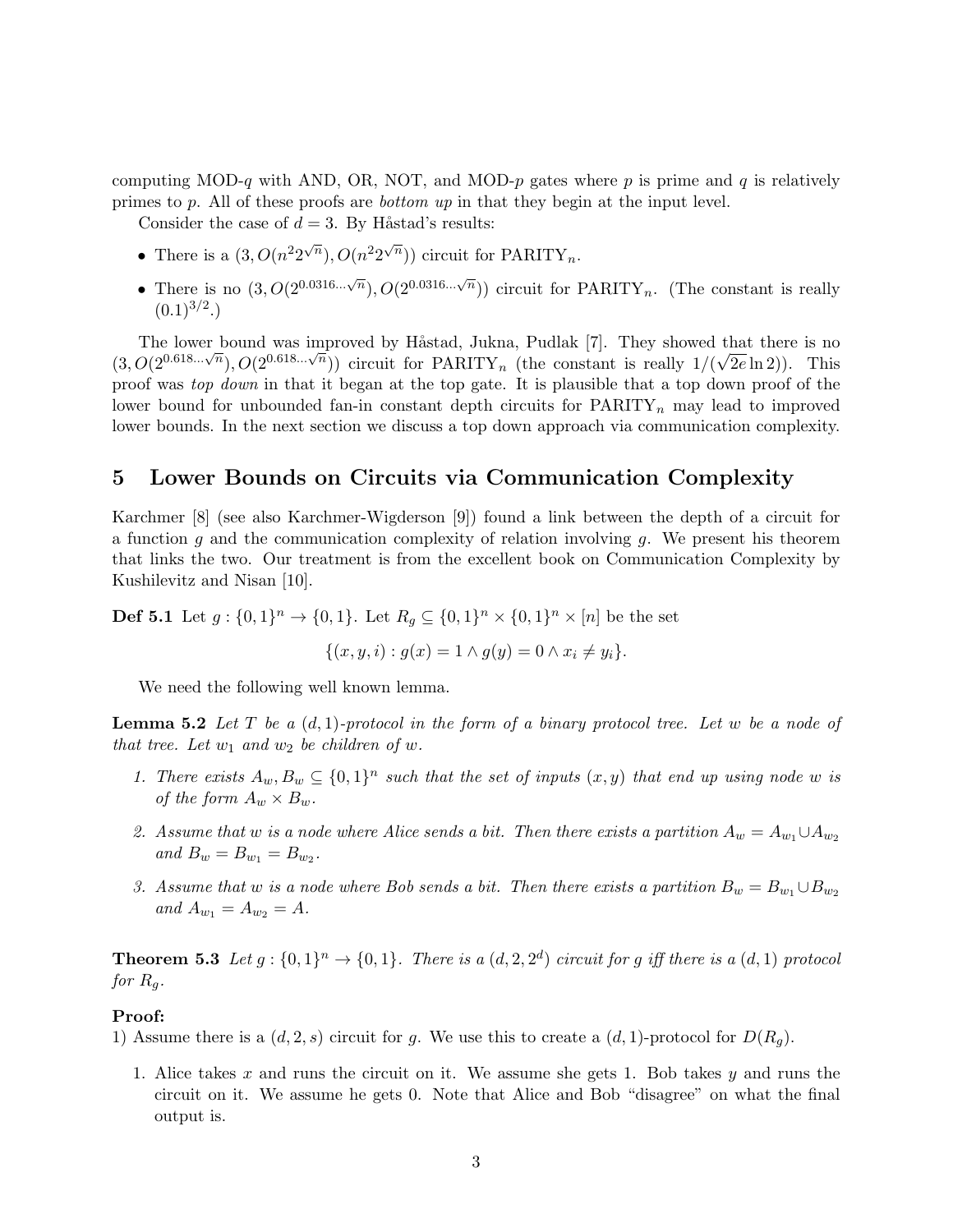computing MOD-$q$ with AND, OR, NOT, and MOD-$p$ gates where $p$ is prime and $q$ is relatively primes to $p$. All of these proofs are *bottom up* in that they begin at the input level.

Consider the case of $d = 3$. By Håstad's results:

- There is a $(3, O(n^2 2^{\sqrt{n}}), O(n^2 2^{\sqrt{n}}))$ circuit for PARITY$_n$.
- There is no $(3, O(2^{0.0316\ldots\sqrt{n}}), O(2^{0.0316\ldots\sqrt{n}}))$ circuit for PARITY$_n$. (The constant is really $(0.1)^{3/2}$.)

The lower bound was improved by Håstad, Jukna, Pudlak [7]. They showed that there is no $(3, O(2^{0.618\ldots\sqrt{n}}), O(2^{0.618\ldots\sqrt{n}}))$ circuit for PARITY$_n$ (the constant is really $1/(\sqrt{2e}\ln 2)$). This proof was *top down* in that it began at the top gate. It is plausible that a top down proof of the lower bound for unbounded fan-in constant depth circuits for PARITY$_n$ may lead to improved lower bounds. In the next section we discuss a top down approach via communication complexity.

## 5 Lower Bounds on Circuits via Communication Complexity

Karchmer [8] (see also Karchmer-Wigderson [9]) found a link between the depth of a circuit for a function $g$ and the communication complexity of relation involving $g$. We present his theorem that links the two. Our treatment is from the excellent book on Communication Complexity by Kushilevitz and Nisan [10].

**Def 5.1** Let $g : \{0,1\}^n \to \{0,1\}$. Let $R_g \subseteq \{0,1\}^n \times \{0,1\}^n \times [n]$ be the set

$$\{(x, y, i) : g(x) = 1 \wedge g(y) = 0 \wedge x_i \neq y_i\}.$$

We need the following well known lemma.

**Lemma 5.2** *Let $T$ be a $(d,1)$-protocol in the form of a binary protocol tree. Let $w$ be a node of that tree. Let $w_1$ and $w_2$ be children of $w$.*

1. *There exists $A_w, B_w \subseteq \{0,1\}^n$ such that the set of inputs $(x, y)$ that end up using node $w$ is of the form $A_w \times B_w$.*
2. *Assume that $w$ is a node where Alice sends a bit. Then there exists a partition $A_w = A_{w_1} \cup A_{w_2}$ and $B_w = B_{w_1} = B_{w_2}$.*
3. *Assume that $w$ is a node where Bob sends a bit. Then there exists a partition $B_w = B_{w_1} \cup B_{w_2}$ and $A_{w_1} = A_{w_2} = A$.*

**Theorem 5.3** *Let $g : \{0,1\}^n \to \{0,1\}$. There is a $(d, 2, 2^d)$ circuit for $g$ iff there is a $(d, 1)$ protocol for $R_g$.*

**Proof:**
1) Assume there is a $(d, 2, s)$ circuit for $g$. We use this to create a $(d, 1)$-protocol for $D(R_g)$.

1. Alice takes $x$ and runs the circuit on it. We assume she gets 1. Bob takes $y$ and runs the circuit on it. We assume he gets 0. Note that Alice and Bob "disagree" on what the final output is.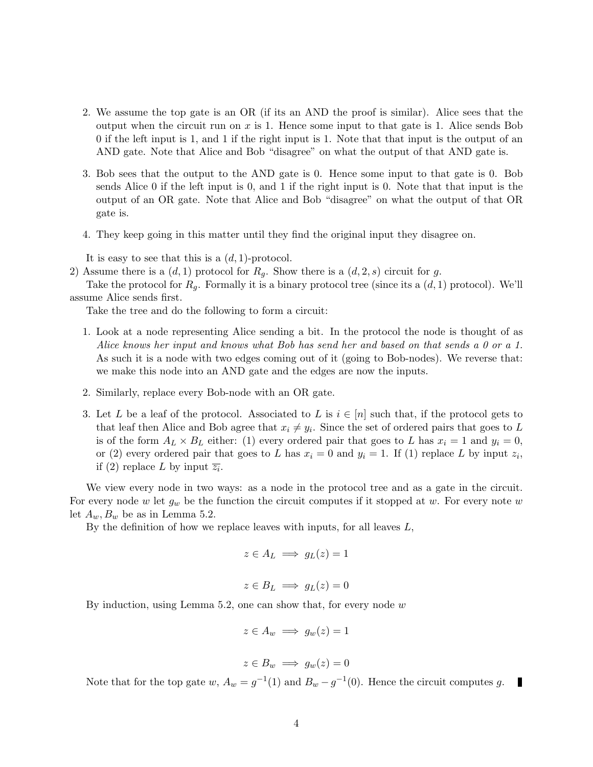2. We assume the top gate is an OR (if its an AND the proof is similar). Alice sees that the output when the circuit run on $x$ is 1. Hence some input to that gate is 1. Alice sends Bob 0 if the left input is 1, and 1 if the right input is 1. Note that that input is the output of an AND gate. Note that Alice and Bob "disagree" on what the output of that AND gate is.

3. Bob sees that the output to the AND gate is 0. Hence some input to that gate is 0. Bob sends Alice 0 if the left input is 0, and 1 if the right input is 0. Note that that input is the output of an OR gate. Note that Alice and Bob "disagree" on what the output of that OR gate is.

4. They keep going in this matter until they find the original input they disagree on.

It is easy to see that this is a $(d, 1)$-protocol.

2) Assume there is a $(d, 1)$ protocol for $R_g$. Show there is a $(d, 2, s)$ circuit for $g$.

Take the protocol for $R_g$. Formally it is a binary protocol tree (since its a $(d, 1)$ protocol). We'll assume Alice sends first.

Take the tree and do the following to form a circuit:

1. Look at a node representing Alice sending a bit. In the protocol the node is thought of as *Alice knows her input and knows what Bob has send her and based on that sends a 0 or a 1.* As such it is a node with two edges coming out of it (going to Bob-nodes). We reverse that: we make this node into an AND gate and the edges are now the inputs.

2. Similarly, replace every Bob-node with an OR gate.

3. Let $L$ be a leaf of the protocol. Associated to $L$ is $i \in [n]$ such that, if the protocol gets to that leaf then Alice and Bob agree that $x_i \neq y_i$. Since the set of ordered pairs that goes to $L$ is of the form $A_L \times B_L$ either: (1) every ordered pair that goes to $L$ has $x_i = 1$ and $y_i = 0$, or (2) every ordered pair that goes to $L$ has $x_i = 0$ and $y_i = 1$. If (1) replace $L$ by input $z_i$, if (2) replace $L$ by input $\overline{z_i}$.

We view every node in two ways: as a node in the protocol tree and as a gate in the circuit. For every node $w$ let $g_w$ be the function the circuit computes if it stopped at $w$. For every note $w$ let $A_w, B_w$ be as in Lemma 5.2.

By the definition of how we replace leaves with inputs, for all leaves $L$,

$$z \in A_L \implies g_L(z) = 1$$

$$z \in B_L \implies g_L(z) = 0$$

By induction, using Lemma 5.2, one can show that, for every node $w$

$$z \in A_w \implies g_w(z) = 1$$

$$z \in B_w \implies g_w(z) = 0$$

Note that for the top gate $w$, $A_w = g^{-1}(1)$ and $B_w - g^{-1}(0)$. Hence the circuit computes $g$. ∎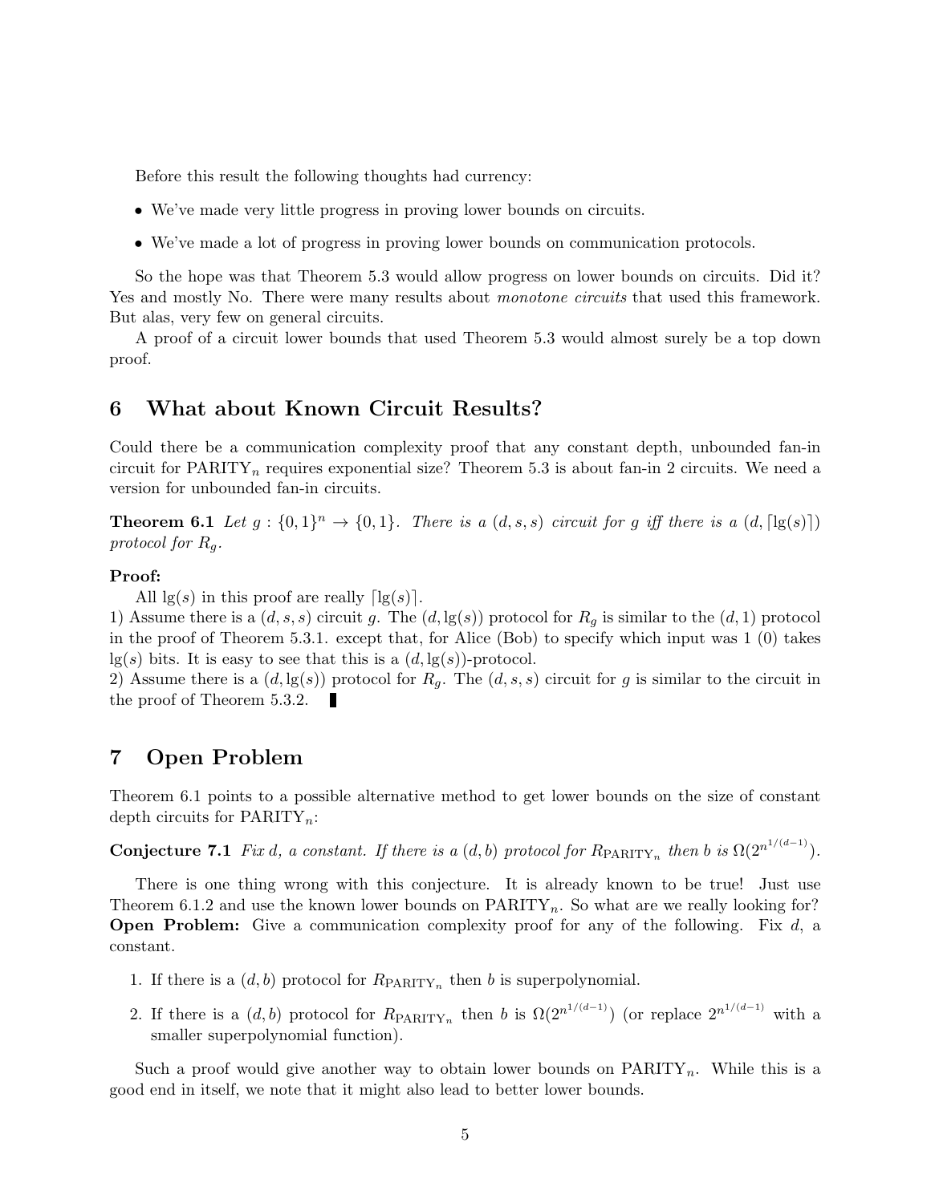Before this result the following thoughts had currency:

- We've made very little progress in proving lower bounds on circuits.
- We've made a lot of progress in proving lower bounds on communication protocols.

So the hope was that Theorem 5.3 would allow progress on lower bounds on circuits. Did it? Yes and mostly No. There were many results about *monotone circuits* that used this framework. But alas, very few on general circuits.

A proof of a circuit lower bounds that used Theorem 5.3 would almost surely be a top down proof.

## 6 What about Known Circuit Results?

Could there be a communication complexity proof that any constant depth, unbounded fan-in circuit for $\text{PARITY}_n$ requires exponential size? Theorem 5.3 is about fan-in 2 circuits. We need a version for unbounded fan-in circuits.

**Theorem 6.1** *Let $g : \{0,1\}^n \rightarrow \{0,1\}$. There is a $(d,s,s)$ circuit for $g$ iff there is a $(d, \lceil \lg(s) \rceil)$ protocol for $R_g$.*

**Proof:**

All $\lg(s)$ in this proof are really $\lceil \lg(s) \rceil$.

1) Assume there is a $(d,s,s)$ circuit $g$. The $(d, \lg(s))$ protocol for $R_g$ is similar to the $(d,1)$ protocol in the proof of Theorem 5.3.1. except that, for Alice (Bob) to specify which input was 1 (0) takes $\lg(s)$ bits. It is easy to see that this is a $(d, \lg(s))$-protocol.

2) Assume there is a $(d, \lg(s))$ protocol for $R_g$. The $(d,s,s)$ circuit for $g$ is similar to the circuit in the proof of Theorem 5.3.2. ∎

## 7 Open Problem

Theorem 6.1 points to a possible alternative method to get lower bounds on the size of constant depth circuits for $\text{PARITY}_n$:

**Conjecture 7.1** *Fix $d$, a constant. If there is a $(d,b)$ protocol for $R_{\text{PARITY}_n}$ then $b$ is $\Omega(2^{n^{1/(d-1)}})$.*

There is one thing wrong with this conjecture. It is already known to be true! Just use Theorem 6.1.2 and use the known lower bounds on $\text{PARITY}_n$. So what are we really looking for?
**Open Problem:** Give a communication complexity proof for any of the following. Fix $d$, a constant.

1. If there is a $(d,b)$ protocol for $R_{\text{PARITY}_n}$ then $b$ is superpolynomial.
2. If there is a $(d,b)$ protocol for $R_{\text{PARITY}_n}$ then $b$ is $\Omega(2^{n^{1/(d-1)}})$ (or replace $2^{n^{1/(d-1)}}$ with a smaller superpolynomial function).

Such a proof would give another way to obtain lower bounds on $\text{PARITY}_n$. While this is a good end in itself, we note that it might also lead to better lower bounds.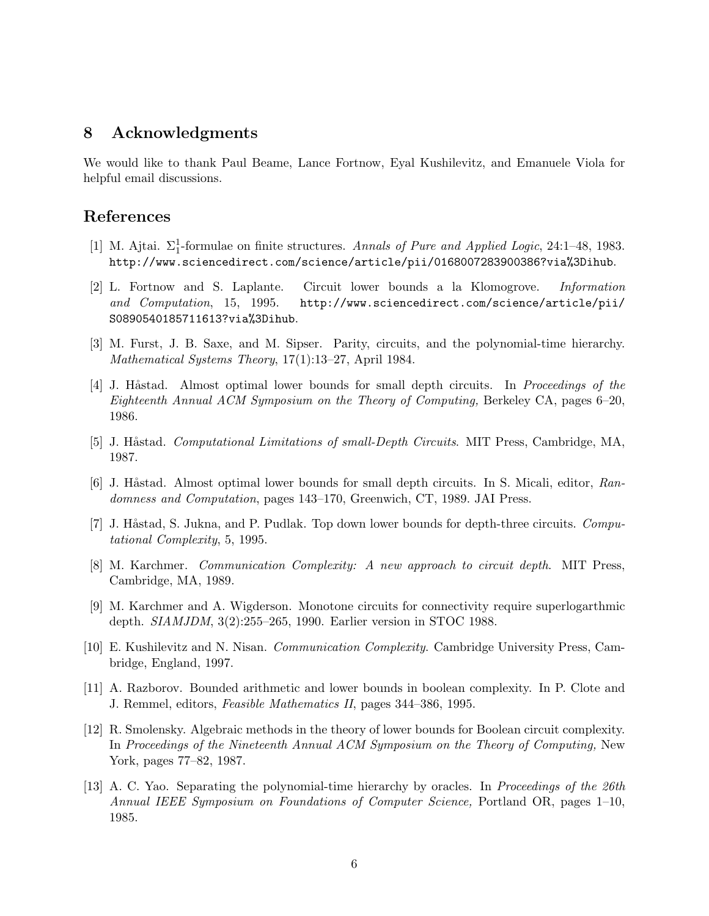## 8 Acknowledgments

We would like to thank Paul Beame, Lance Fortnow, Eyal Kushilevitz, and Emanuele Viola for helpful email discussions.

## References

[1] M. Ajtai. $\Sigma_1^1$-formulae on finite structures. *Annals of Pure and Applied Logic*, 24:1–48, 1983. `http://www.sciencedirect.com/science/article/pii/0168007283900386?via%3Dihub`.

[2] L. Fortnow and S. Laplante. Circuit lower bounds a la Klomogrove. *Information and Computation*, 15, 1995. `http://www.sciencedirect.com/science/article/pii/S0890540185711613?via%3Dihub`.

[3] M. Furst, J. B. Saxe, and M. Sipser. Parity, circuits, and the polynomial-time hierarchy. *Mathematical Systems Theory*, 17(1):13–27, April 1984.

[4] J. Håstad. Almost optimal lower bounds for small depth circuits. In *Proceedings of the Eighteenth Annual ACM Symposium on the Theory of Computing,* Berkeley CA, pages 6–20, 1986.

[5] J. Håstad. *Computational Limitations of small-Depth Circuits*. MIT Press, Cambridge, MA, 1987.

[6] J. Håstad. Almost optimal lower bounds for small depth circuits. In S. Micali, editor, *Randomness and Computation*, pages 143–170, Greenwich, CT, 1989. JAI Press.

[7] J. Håstad, S. Jukna, and P. Pudlak. Top down lower bounds for depth-three circuits. *Computational Complexity*, 5, 1995.

[8] M. Karchmer. *Communication Complexity: A new approach to circuit depth*. MIT Press, Cambridge, MA, 1989.

[9] M. Karchmer and A. Wigderson. Monotone circuits for connectivity require superlogarthmic depth. *SIAMJDM*, 3(2):255–265, 1990. Earlier version in STOC 1988.

[10] E. Kushilevitz and N. Nisan. *Communication Complexity*. Cambridge University Press, Cambridge, England, 1997.

[11] A. Razborov. Bounded arithmetic and lower bounds in boolean complexity. In P. Clote and J. Remmel, editors, *Feasible Mathematics II*, pages 344–386, 1995.

[12] R. Smolensky. Algebraic methods in the theory of lower bounds for Boolean circuit complexity. In *Proceedings of the Nineteenth Annual ACM Symposium on the Theory of Computing,* New York, pages 77–82, 1987.

[13] A. C. Yao. Separating the polynomial-time hierarchy by oracles. In *Proceedings of the 26th Annual IEEE Symposium on Foundations of Computer Science,* Portland OR, pages 1–10, 1985.